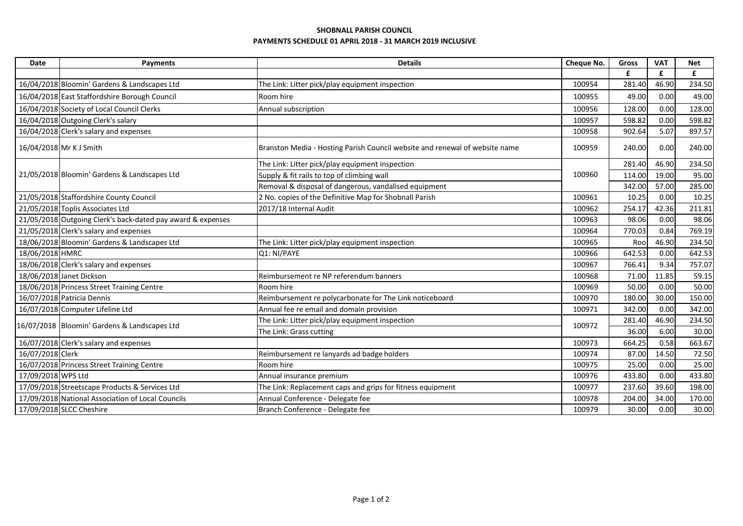**SHOBNALL PARISH COUNCIL**

**PAYMENTS SCHEDULE 01 APRIL 2018 - 31 MARCH 2019 INCLUSIVE**

| Date | Payments | Details | Cheque No. | Gross | VAT | Net |
|---|---|---|---|---|---|---|
| | | | | £ | £ | £ |
| 16/04/2018 | Bloomin' Gardens & Landscapes Ltd | The Link: Litter pick/play equipment inspection | 100954 | 281.40 | 46.90 | 234.50 |
| 16/04/2018 | East Staffordshire Borough Council | Room hire | 100955 | 49.00 | 0.00 | 49.00 |
| 16/04/2018 | Society of Local Council Clerks | Annual subscription | 100956 | 128.00 | 0.00 | 128.00 |
| 16/04/2018 | Outgoing Clerk's salary | | 100957 | 598.82 | 0.00 | 598.82 |
| 16/04/2018 | Clerk's salary and expenses | | 100958 | 902.64 | 5.07 | 897.57 |
| 16/04/2018 | Mr K J Smith | Branston Media - Hosting Parish Council website and renewal of website name | 100959 | 240.00 | 0.00 | 240.00 |
| 21/05/2018 | Bloomin' Gardens & Landscapes Ltd | The Link: Litter pick/play equipment inspection | 100960 | 281.40 | 46.90 | 234.50 |
| | | Supply & fit rails to top of climbing wall | | 114.00 | 19.00 | 95.00 |
| | | Removal & disposal of dangerous, vandalised equipment | | 342.00 | 57.00 | 285.00 |
| 21/05/2018 | Staffordshire County Council | 2 No. copies of the Definitive Map for Shobnall Parish | 100961 | 10.25 | 0.00 | 10.25 |
| 21/05/2018 | Toplis Associates Ltd | 2017/18 Internal Audit | 100962 | 254.17 | 42.36 | 211.81 |
| 21/05/2018 | Outgoing Clerk's back-dated pay award & expenses | | 100963 | 98.06 | 0.00 | 98.06 |
| 21/05/2018 | Clerk's salary and expenses | | 100964 | 770.03 | 0.84 | 769.19 |
| 18/06/2018 | Bloomin' Gardens & Landscapes Ltd | The Link: Litter pick/play equipment inspection | 100965 | Roo | 46.90 | 234.50 |
| 18/06/2018 | HMRC | Q1: NI/PAYE | 100966 | 642.53 | 0.00 | 642.53 |
| 18/06/2018 | Clerk's salary and expenses | | 100967 | 766.41 | 9.34 | 757.07 |
| 18/06/2018 | Janet Dickson | Reimbursement re NP referendum banners | 100968 | 71.00 | 11.85 | 59.15 |
| 18/06/2018 | Princess Street Training Centre | Room hire | 100969 | 50.00 | 0.00 | 50.00 |
| 16/07/2018 | Patricia Dennis | Reimbursement re polycarbonate for The Link noticeboard | 100970 | 180.00 | 30.00 | 150.00 |
| 16/07/2018 | Computer Lifeline Ltd | Annual fee re email and domain provision | 100971 | 342.00 | 0.00 | 342.00 |
| 16/07/2018 | Bloomin' Gardens & Landscapes Ltd | The Link: Litter pick/play equipment inspection | 100972 | 281.40 | 46.90 | 234.50 |
| | | The Link: Grass cutting | | 36.00 | 6.00 | 30.00 |
| 16/07/2018 | Clerk's salary and expenses | | 100973 | 664.25 | 0.58 | 663.67 |
| 16/07/2018 | Clerk | Reimbursement re lanyards ad badge holders | 100974 | 87.00 | 14.50 | 72.50 |
| 16/07/2018 | Princess Street Training Centre | Room hire | 100975 | 25.00 | 0.00 | 25.00 |
| 17/09/2018 | WPS Ltd | Annual insurance premium | 100976 | 433.80 | 0.00 | 433.80 |
| 17/09/2018 | Streetscape Products & Services Ltd | The Link: Replacement caps and grips for fitness equipment | 100977 | 237.60 | 39.60 | 198.00 |
| 17/09/2018 | National Association of Local Councils | Annual Conference - Delegate fee | 100978 | 204.00 | 34.00 | 170.00 |
| 17/09/2018 | SLCC Cheshire | Branch Conference - Delegate fee | 100979 | 30.00 | 0.00 | 30.00 |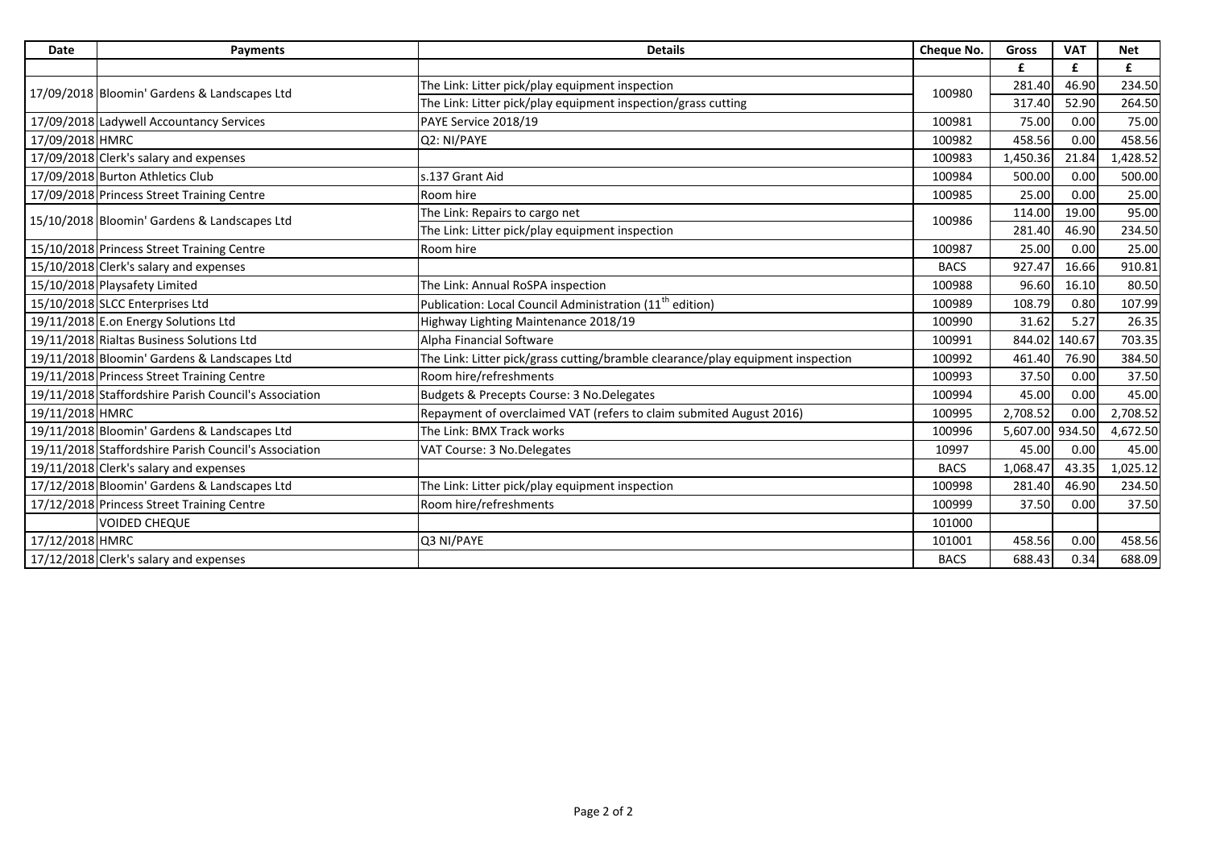| Date | Payments | Details | Cheque No. | Gross | VAT | Net |
|---|---|---|---|---|---|---|
| | | | | £ | £ | £ |
| 17/09/2018 | Bloomin' Gardens & Landscapes Ltd | The Link: Litter pick/play equipment inspection | 100980 | 281.40 | 46.90 | 234.50 |
| | | The Link: Litter pick/play equipment inspection/grass cutting | | 317.40 | 52.90 | 264.50 |
| 17/09/2018 | Ladywell Accountancy Services | PAYE Service 2018/19 | 100981 | 75.00 | 0.00 | 75.00 |
| 17/09/2018 | HMRC | Q2: NI/PAYE | 100982 | 458.56 | 0.00 | 458.56 |
| 17/09/2018 | Clerk's salary and expenses | | 100983 | 1,450.36 | 21.84 | 1,428.52 |
| 17/09/2018 | Burton Athletics Club | s.137 Grant Aid | 100984 | 500.00 | 0.00 | 500.00 |
| 17/09/2018 | Princess Street Training Centre | Room hire | 100985 | 25.00 | 0.00 | 25.00 |
| 15/10/2018 | Bloomin' Gardens & Landscapes Ltd | The Link: Repairs to cargo net | 100986 | 114.00 | 19.00 | 95.00 |
| | | The Link: Litter pick/play equipment inspection | | 281.40 | 46.90 | 234.50 |
| 15/10/2018 | Princess Street Training Centre | Room hire | 100987 | 25.00 | 0.00 | 25.00 |
| 15/10/2018 | Clerk's salary and expenses | | BACS | 927.47 | 16.66 | 910.81 |
| 15/10/2018 | Playsafety Limited | The Link: Annual RoSPA inspection | 100988 | 96.60 | 16.10 | 80.50 |
| 15/10/2018 | SLCC Enterprises Ltd | Publication: Local Council Administration (11th edition) | 100989 | 108.79 | 0.80 | 107.99 |
| 19/11/2018 | E.on Energy Solutions Ltd | Highway Lighting Maintenance 2018/19 | 100990 | 31.62 | 5.27 | 26.35 |
| 19/11/2018 | Rialtas Business Solutions Ltd | Alpha Financial Software | 100991 | 844.02 | 140.67 | 703.35 |
| 19/11/2018 | Bloomin' Gardens & Landscapes Ltd | The Link: Litter pick/grass cutting/bramble clearance/play equipment inspection | 100992 | 461.40 | 76.90 | 384.50 |
| 19/11/2018 | Princess Street Training Centre | Room hire/refreshments | 100993 | 37.50 | 0.00 | 37.50 |
| 19/11/2018 | Staffordshire Parish Council's Association | Budgets & Precepts Course: 3 No.Delegates | 100994 | 45.00 | 0.00 | 45.00 |
| 19/11/2018 | HMRC | Repayment of overclaimed VAT (refers to claim submited August 2016) | 100995 | 2,708.52 | 0.00 | 2,708.52 |
| 19/11/2018 | Bloomin' Gardens & Landscapes Ltd | The Link: BMX Track works | 100996 | 5,607.00 | 934.50 | 4,672.50 |
| 19/11/2018 | Staffordshire Parish Council's Association | VAT Course: 3 No.Delegates | 10997 | 45.00 | 0.00 | 45.00 |
| 19/11/2018 | Clerk's salary and expenses | | BACS | 1,068.47 | 43.35 | 1,025.12 |
| 17/12/2018 | Bloomin' Gardens & Landscapes Ltd | The Link: Litter pick/play equipment inspection | 100998 | 281.40 | 46.90 | 234.50 |
| 17/12/2018 | Princess Street Training Centre | Room hire/refreshments | 100999 | 37.50 | 0.00 | 37.50 |
| | VOIDED CHEQUE | | 101000 | | | |
| 17/12/2018 | HMRC | Q3 NI/PAYE | 101001 | 458.56 | 0.00 | 458.56 |
| 17/12/2018 | Clerk's salary and expenses | | BACS | 688.43 | 0.34 | 688.09 |